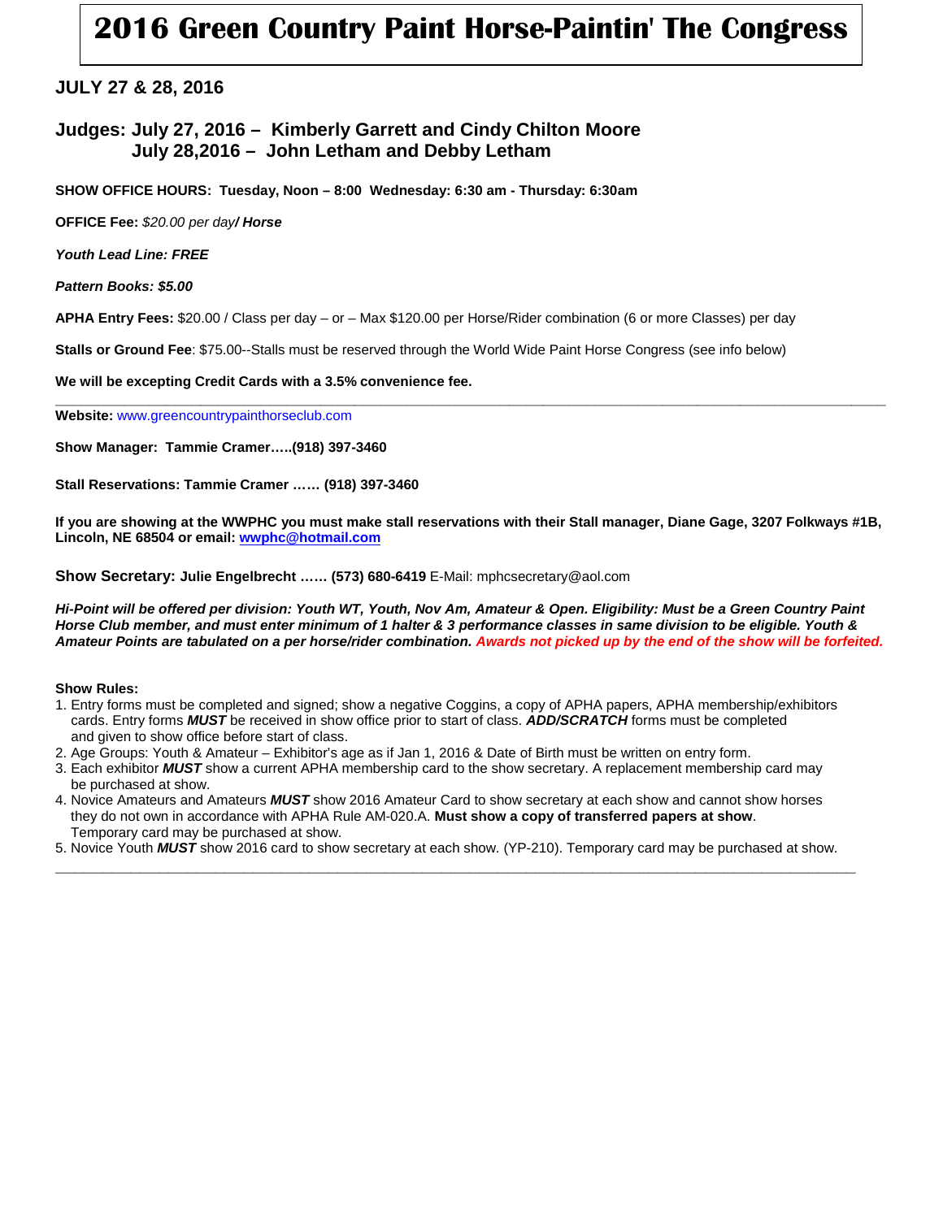# 2016 Green Country Paint Horse-Paintin' The Congress

## JULY 27 & 28, 2016

## Judges: July 27, 2016 – Kimberly Garrett and Cindy Chilton Moore
## July 28,2016 – John Letham and Debby Letham

**SHOW OFFICE HOURS: Tuesday, Noon – 8:00 Wednesday: 6:30 am - Thursday: 6:30am**

**OFFICE Fee:** *$20.00 per day**/ Horse***

***Youth Lead Line: FREE***

***Pattern Books: $5.00***

**APHA Entry Fees:** $20.00 / Class per day – or – Max $120.00 per Horse/Rider combination (6 or more Classes) per day

**Stalls or Ground Fee**: $75.00--Stalls must be reserved through the World Wide Paint Horse Congress (see info below)

**We will be excepting Credit Cards with a 3.5% convenience fee.**

---

**Website:** www.greencountrypainthorseclub.com

**Show Manager: Tammie Cramer…..(918) 397-3460**

**Stall Reservations: Tammie Cramer …… (918) 397-3460**

**If you are showing at the WWPHC you must make stall reservations with their Stall manager, Diane Gage, 3207 Folkways #1B, Lincoln, NE 68504 or email: wwphc@hotmail.com**

**Show Secretary: Julie Engelbrecht …… (573) 680-6419** E-Mail: mphcsecretary@aol.com

***Hi-Point will be offered per division: Youth WT, Youth, Nov Am, Amateur & Open. Eligibility: Must be a Green Country Paint Horse Club member, and must enter minimum of 1 halter & 3 performance classes in same division to be eligible. Youth & Amateur Points are tabulated on a per horse/rider combination. Awards not picked up by the end of the show will be forfeited.***

**Show Rules:**

1. Entry forms must be completed and signed; show a negative Coggins, a copy of APHA papers, APHA membership/exhibitors cards. Entry forms ***MUST*** be received in show office prior to start of class. ***ADD/SCRATCH*** forms must be completed and given to show office before start of class.
2. Age Groups: Youth & Amateur – Exhibitor's age as if Jan 1, 2016 & Date of Birth must be written on entry form.
3. Each exhibitor ***MUST*** show a current APHA membership card to the show secretary. A replacement membership card may be purchased at show.
4. Novice Amateurs and Amateurs ***MUST*** show 2016 Amateur Card to show secretary at each show and cannot show horses they do not own in accordance with APHA Rule AM-020.A. **Must show a copy of transferred papers at show**. Temporary card may be purchased at show.
5. Novice Youth ***MUST*** show 2016 card to show secretary at each show. (YP-210). Temporary card may be purchased at show.

---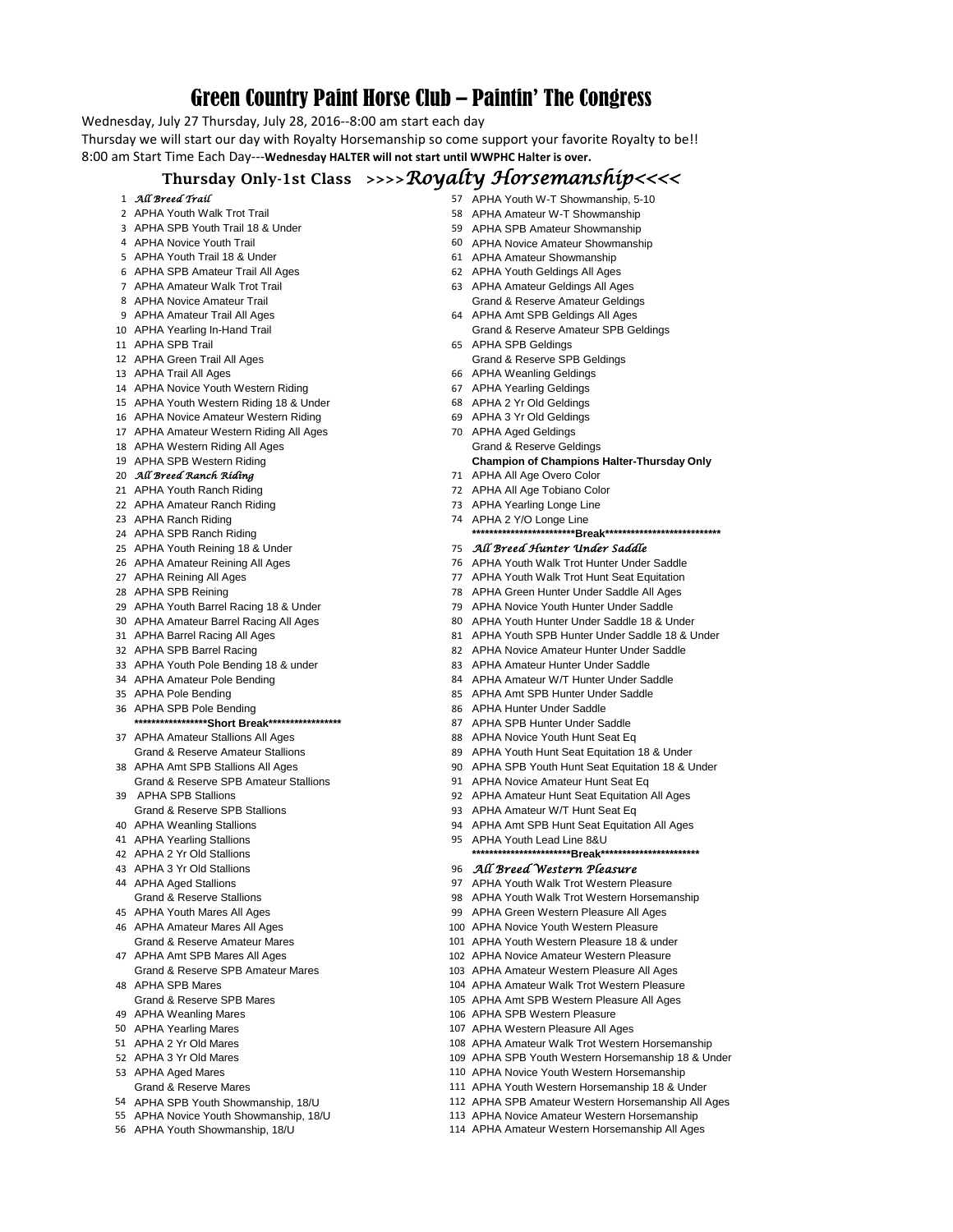# Green Country Paint Horse Club – Paintin' The Congress

Wednesday, July 27 Thursday, July 28, 2016--8:00 am start each day

Thursday we will start our day with Royalty Horsemanship so come support your favorite Royalty to be!!

8:00 am Start Time Each Day---**Wednesday HALTER will not start until WWPHC Halter is over.**

## Thursday Only-1st Class >>>>*Royalty Horsemanship*<<<<

1 *All Breed Trail*
2 APHA Youth Walk Trot Trail
3 APHA SPB Youth Trail 18 & Under
4 APHA Novice Youth Trail
5 APHA Youth Trail 18 & Under
6 APHA SPB Amateur Trail All Ages
7 APHA Amateur Walk Trot Trail
8 APHA Novice Amateur Trail
9 APHA Amateur Trail All Ages
10 APHA Yearling In-Hand Trail
11 APHA SPB Trail
12 APHA Green Trail All Ages
13 APHA Trail All Ages
14 APHA Novice Youth Western Riding
15 APHA Youth Western Riding 18 & Under
16 APHA Novice Amateur Western Riding
17 APHA Amateur Western Riding All Ages
18 APHA Western Riding All Ages
19 APHA SPB Western Riding
20 *All Breed Ranch Riding*
21 APHA Youth Ranch Riding
22 APHA Amateur Ranch Riding
23 APHA Ranch Riding
24 APHA SPB Ranch Riding
25 APHA Youth Reining 18 & Under
26 APHA Amateur Reining All Ages
27 APHA Reining All Ages
28 APHA SPB Reining
29 APHA Youth Barrel Racing 18 & Under
30 APHA Amateur Barrel Racing All Ages
31 APHA Barrel Racing All Ages
32 APHA SPB Barrel Racing
33 APHA Youth Pole Bending 18 & under
34 APHA Amateur Pole Bending
35 APHA Pole Bending
36 APHA SPB Pole Bending

**\*\*\*\*\*\*\*\*\*\*\*\*\*\*\*\*\*Short Break\*\*\*\*\*\*\*\*\*\*\*\*\*\*\*\*\***

37 APHA Amateur Stallions All Ages
Grand & Reserve Amateur Stallions
38 APHA Amt SPB Stallions All Ages
Grand & Reserve SPB Amateur Stallions
39 APHA SPB Stallions
Grand & Reserve SPB Stallions
40 APHA Weanling Stallions
41 APHA Yearling Stallions
42 APHA 2 Yr Old Stallions
43 APHA 3 Yr Old Stallions
44 APHA Aged Stallions
Grand & Reserve Stallions
45 APHA Youth Mares All Ages
46 APHA Amateur Mares All Ages
Grand & Reserve Amateur Mares
47 APHA Amt SPB Mares All Ages
Grand & Reserve SPB Amateur Mares
48 APHA SPB Mares
Grand & Reserve SPB Mares
49 APHA Weanling Mares
50 APHA Yearling Mares
51 APHA 2 Yr Old Mares
52 APHA 3 Yr Old Mares
53 APHA Aged Mares
Grand & Reserve Mares
54 APHA SPB Youth Showmanship, 18/U
55 APHA Novice Youth Showmanship, 18/U
56 APHA Youth Showmanship, 18/U
57 APHA Youth W-T Showmanship, 5-10
58 APHA Amateur W-T Showmanship
59 APHA SPB Amateur Showmanship
60 APHA Novice Amateur Showmanship
61 APHA Amateur Showmanship
62 APHA Youth Geldings All Ages
63 APHA Amateur Geldings All Ages
Grand & Reserve Amateur Geldings
64 APHA Amt SPB Geldings All Ages
Grand & Reserve Amateur SPB Geldings
65 APHA SPB Geldings
Grand & Reserve SPB Geldings
66 APHA Weanling Geldings
67 APHA Yearling Geldings
68 APHA 2 Yr Old Geldings
69 APHA 3 Yr Old Geldings
70 APHA Aged Geldings
Grand & Reserve Geldings

**Champion of Champions Halter-Thursday Only**

71 APHA All Age Overo Color
72 APHA All Age Tobiano Color
73 APHA Yearling Longe Line
74 APHA 2 Y/O Longe Line

**\*\*\*\*\*\*\*\*\*\*\*\*\*\*\*\*\*\*\*\*\*\*\*\*Break\*\*\*\*\*\*\*\*\*\*\*\*\*\*\*\*\*\*\*\*\*\*\*\*\*\*\***

75 *All Breed Hunter Under Saddle*
76 APHA Youth Walk Trot Hunter Under Saddle
77 APHA Youth Walk Trot Hunt Seat Equitation
78 APHA Green Hunter Under Saddle All Ages
79 APHA Novice Youth Hunter Under Saddle
80 APHA Youth Hunter Under Saddle 18 & Under
81 APHA Youth SPB Hunter Under Saddle 18 & Under
82 APHA Novice Amateur Hunter Under Saddle
83 APHA Amateur Hunter Under Saddle
84 APHA Amateur W/T Hunter Under Saddle
85 APHA Amt SPB Hunter Under Saddle
86 APHA Hunter Under Saddle
87 APHA SPB Hunter Under Saddle
88 APHA Novice Youth Hunt Seat Eq
89 APHA Youth Hunt Seat Equitation 18 & Under
90 APHA SPB Youth Hunt Seat Equitation 18 & Under
91 APHA Novice Amateur Hunt Seat Eq
92 APHA Amateur Hunt Seat Equitation All Ages
93 APHA Amateur W/T Hunt Seat Eq
94 APHA Amt SPB Hunt Seat Equitation All Ages
95 APHA Youth Lead Line 8&U

**\*\*\*\*\*\*\*\*\*\*\*\*\*\*\*\*\*\*\*\*\*\*\*Break\*\*\*\*\*\*\*\*\*\*\*\*\*\*\*\*\*\*\*\*\*\*\*\***

96 *All Breed Western Pleasure*
97 APHA Youth Walk Trot Western Pleasure
98 APHA Youth Walk Trot Western Horsemanship
99 APHA Green Western Pleasure All Ages
100 APHA Novice Youth Western Pleasure
101 APHA Youth Western Pleasure 18 & under
102 APHA Novice Amateur Western Pleasure
103 APHA Amateur Western Pleasure All Ages
104 APHA Amateur Walk Trot Western Pleasure
105 APHA Amt SPB Western Pleasure All Ages
106 APHA SPB Western Pleasure
107 APHA Western Pleasure All Ages
108 APHA Amateur Walk Trot Western Horsemanship
109 APHA SPB Youth Western Horsemanship 18 & Under
110 APHA Novice Youth Western Horsemanship
111 APHA Youth Western Horsemanship 18 & Under
112 APHA SPB Amateur Western Horsemanship All Ages
113 APHA Novice Amateur Western Horsemanship
114 APHA Amateur Western Horsemanship All Ages